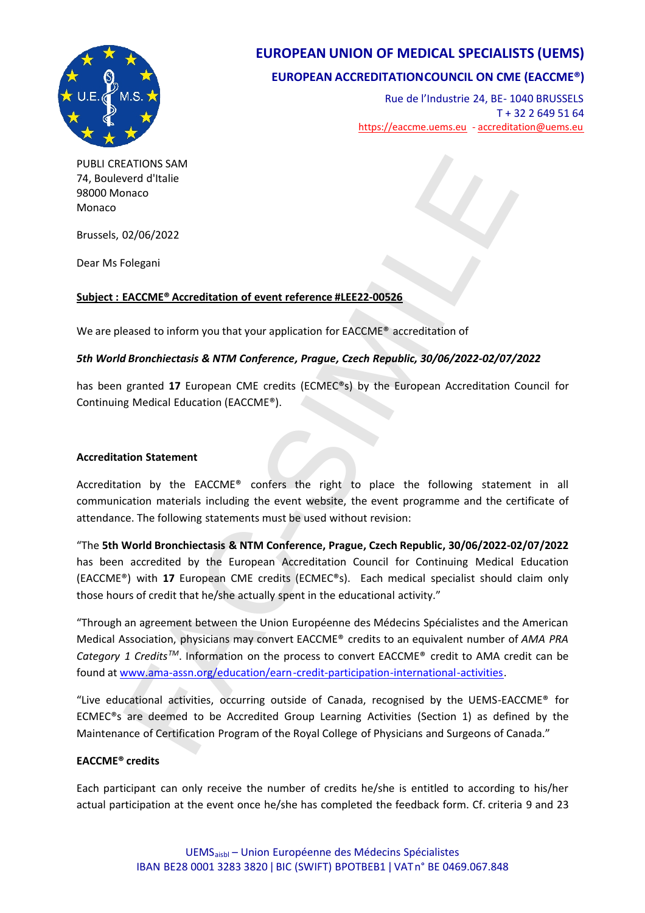# EUROPEAN UNION OF MEDICAL SPECIALISTS (UEMS)

## EUROPEAN ACCREDITATIONCOUNCIL ON CME (EACCME®)

Rue de l'Industrie 24, BE- 1040 BRUSSELS
T + 32 2 649 51 64
https://eaccme.uems.eu - accreditation@uems.eu

PUBLI CREATIONS SAM
74, Bouleverd d'Italie
98000 Monaco
Monaco

Brussels, 02/06/2022

Dear Ms Folegani

**Subject : EACCME® Accreditation of event reference #LEE22-00526**

We are pleased to inform you that your application for EACCME® accreditation of

***5th World Bronchiectasis & NTM Conference, Prague, Czech Republic, 30/06/2022-02/07/2022***

has been granted **17** European CME credits (ECMEC®s) by the European Accreditation Council for Continuing Medical Education (EACCME®).

**Accreditation Statement**

Accreditation by the EACCME® confers the right to place the following statement in all communication materials including the event website, the event programme and the certificate of attendance. The following statements must be used without revision:

"The **5th World Bronchiectasis & NTM Conference, Prague, Czech Republic, 30/06/2022-02/07/2022** has been accredited by the European Accreditation Council for Continuing Medical Education (EACCME®) with **17** European CME credits (ECMEC®s). Each medical specialist should claim only those hours of credit that he/she actually spent in the educational activity."

"Through an agreement between the Union Européenne des Médecins Spécialistes and the American Medical Association, physicians may convert EACCME® credits to an equivalent number of *AMA PRA Category 1 Credits™*. Information on the process to convert EACCME® credit to AMA credit can be found at www.ama-assn.org/education/earn-credit-participation-international-activities.

"Live educational activities, occurring outside of Canada, recognised by the UEMS-EACCME® for ECMEC®s are deemed to be Accredited Group Learning Activities (Section 1) as defined by the Maintenance of Certification Program of the Royal College of Physicians and Surgeons of Canada."

**EACCME® credits**

Each participant can only receive the number of credits he/she is entitled to according to his/her actual participation at the event once he/she has completed the feedback form. Cf. criteria 9 and 23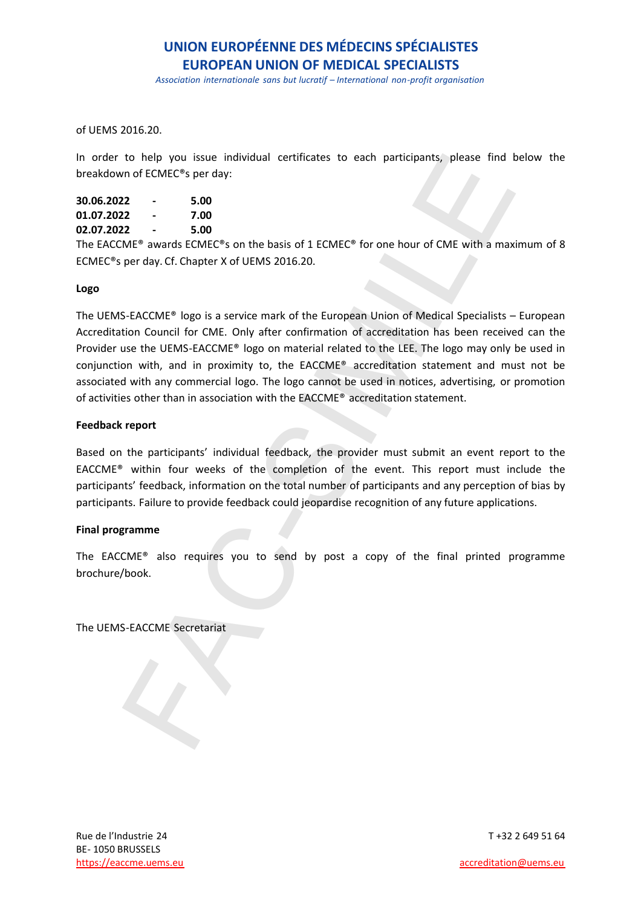of UEMS 2016.20.

In order to help you issue individual certificates to each participants, please find below the breakdown of ECMEC®s per day:

**30.06.2022 - 5.00**
**01.07.2022 - 7.00**
**02.07.2022 - 5.00**

The EACCME® awards ECMEC®s on the basis of 1 ECMEC® for one hour of CME with a maximum of 8 ECMEC®s per day. Cf. Chapter X of UEMS 2016.20.

**Logo**

The UEMS-EACCME® logo is a service mark of the European Union of Medical Specialists – European Accreditation Council for CME. Only after confirmation of accreditation has been received can the Provider use the UEMS-EACCME® logo on material related to the LEE. The logo may only be used in conjunction with, and in proximity to, the EACCME® accreditation statement and must not be associated with any commercial logo. The logo cannot be used in notices, advertising, or promotion of activities other than in association with the EACCME® accreditation statement.

**Feedback report**

Based on the participants' individual feedback, the provider must submit an event report to the EACCME® within four weeks of the completion of the event. This report must include the participants' feedback, information on the total number of participants and any perception of bias by participants. Failure to provide feedback could jeopardise recognition of any future applications.

**Final programme**

The EACCME® also requires you to send by post a copy of the final printed programme brochure/book.

The UEMS-EACCME Secretariat